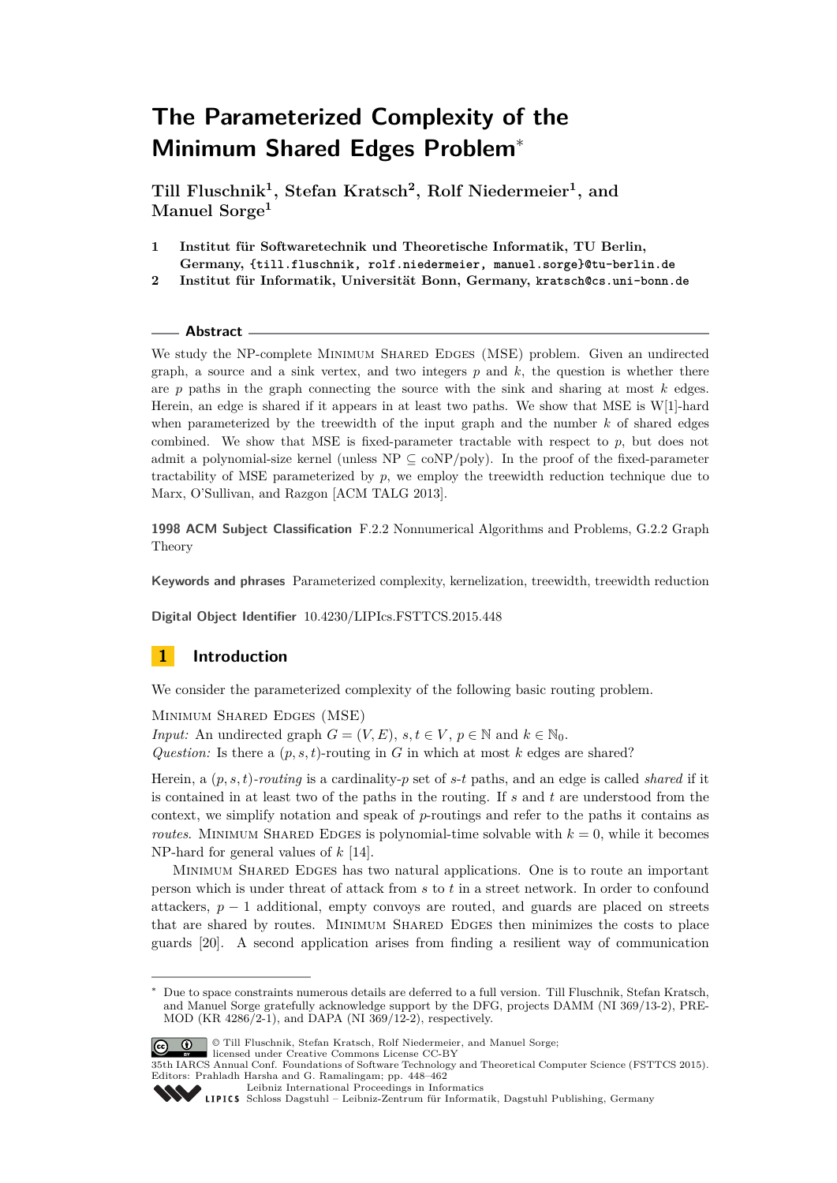# The Parameterized Complexity of the Minimum Shared Edges Problem*

**Till Fluschnik[1], Stefan Kratsch[2], Rolf Niedermeier[1], and Manuel Sorge[1]**

1 **Institut für Softwaretechnik und Theoretische Informatik, TU Berlin, Germany, {till.fluschnik, rolf.niedermeier, manuel.sorge}@tu-berlin.de**

2 **Institut für Informatik, Universität Bonn, Germany, kratsch@cs.uni-bonn.de**

## Abstract

We study the NP-complete Minimum Shared Edges (MSE) problem. Given an undirected graph, a source and a sink vertex, and two integers $p$ and $k$, the question is whether there are $p$ paths in the graph connecting the source with the sink and sharing at most $k$ edges. Herein, an edge is shared if it appears in at least two paths. We show that MSE is W[1]-hard when parameterized by the treewidth of the input graph and the number $k$ of shared edges combined. We show that MSE is fixed-parameter tractable with respect to $p$, but does not admit a polynomial-size kernel (unless NP $\subseteq$ coNP/poly). In the proof of the fixed-parameter tractability of MSE parameterized by $p$, we employ the treewidth reduction technique due to Marx, O'Sullivan, and Razgon [ACM TALG 2013].

**1998 ACM Subject Classification** F.2.2 Nonnumerical Algorithms and Problems, G.2.2 Graph Theory

**Keywords and phrases** Parameterized complexity, kernelization, treewidth, treewidth reduction

**Digital Object Identifier** 10.4230/LIPIcs.FSTTCS.2015.448

## 1 Introduction

We consider the parameterized complexity of the following basic routing problem.

Minimum Shared Edges (MSE)
*Input:* An undirected graph $G = (V, E)$, $s, t \in V$, $p \in \mathbb{N}$ and $k \in \mathbb{N}_0$.
*Question:* Is there a $(p, s, t)$-routing in $G$ in which at most $k$ edges are shared?

Herein, a $(p, s, t)$*-routing* is a cardinality-$p$ set of $s$-$t$ paths, and an edge is called *shared* if it is contained in at least two of the paths in the routing. If $s$ and $t$ are understood from the context, we simplify notation and speak of $p$-routings and refer to the paths it contains as *routes*. Minimum Shared Edges is polynomial-time solvable with $k = 0$, while it becomes NP-hard for general values of $k$ [14].

Minimum Shared Edges has two natural applications. One is to route an important person which is under threat of attack from $s$ to $t$ in a street network. In order to confound attackers, $p - 1$ additional, empty convoys are routed, and guards are placed on streets that are shared by routes. Minimum Shared Edges then minimizes the costs to place guards [20]. A second application arises from finding a resilient way of communication

* Due to space constraints numerous details are deferred to a full version. Till Fluschnik, Stefan Kratsch, and Manuel Sorge gratefully acknowledge support by the DFG, projects DAMM (NI 369/13-2), PREMOD (KR 4286/2-1), and DAPA (NI 369/12-2), respectively.

© Till Fluschnik, Stefan Kratsch, Rolf Niedermeier, and Manuel Sorge; licensed under Creative Commons License CC-BY
35th IARCS Annual Conf. Foundations of Software Technology and Theoretical Computer Science (FSTTCS 2015). Editors: Prahladh Harsha and G. Ramalingam; pp. 448–462
Leibniz International Proceedings in Informatics
Schloss Dagstuhl – Leibniz-Zentrum für Informatik, Dagstuhl Publishing, Germany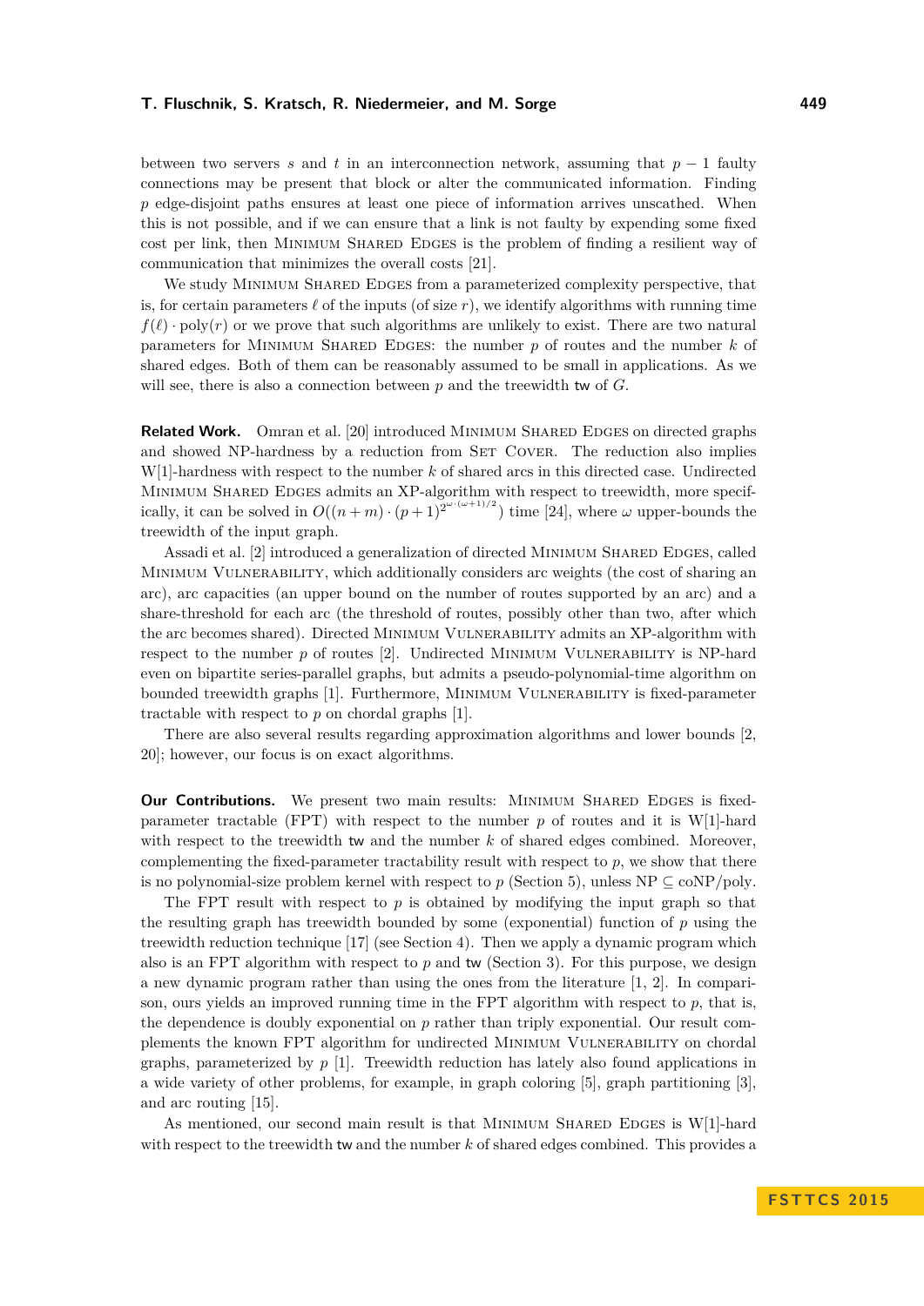between two servers $s$ and $t$ in an interconnection network, assuming that $p-1$ faulty connections may be present that block or alter the communicated information. Finding $p$ edge-disjoint paths ensures at least one piece of information arrives unscathed. When this is not possible, and if we can ensure that a link is not faulty by expending some fixed cost per link, then Minimum Shared Edges is the problem of finding a resilient way of communication that minimizes the overall costs [21].

We study Minimum Shared Edges from a parameterized complexity perspective, that is, for certain parameters $\ell$ of the inputs (of size $r$), we identify algorithms with running time $f(\ell) \cdot \text{poly}(r)$ or we prove that such algorithms are unlikely to exist. There are two natural parameters for Minimum Shared Edges: the number $p$ of routes and the number $k$ of shared edges. Both of them can be reasonably assumed to be small in applications. As we will see, there is also a connection between $p$ and the treewidth $\mathsf{tw}$ of $G$.

**Related Work.** Omran et al. [20] introduced Minimum Shared Edges on directed graphs and showed NP-hardness by a reduction from Set Cover. The reduction also implies W[1]-hardness with respect to the number $k$ of shared arcs in this directed case. Undirected Minimum Shared Edges admits an XP-algorithm with respect to treewidth, more specifically, it can be solved in $O((n+m) \cdot (p+1)^{2^{\omega \cdot (\omega+1)/2}})$ time [24], where $\omega$ upper-bounds the treewidth of the input graph.

Assadi et al. [2] introduced a generalization of directed Minimum Shared Edges, called Minimum Vulnerability, which additionally considers arc weights (the cost of sharing an arc), arc capacities (an upper bound on the number of routes supported by an arc) and a share-threshold for each arc (the threshold of routes, possibly other than two, after which the arc becomes shared). Directed Minimum Vulnerability admits an XP-algorithm with respect to the number $p$ of routes [2]. Undirected Minimum Vulnerability is NP-hard even on bipartite series-parallel graphs, but admits a pseudo-polynomial-time algorithm on bounded treewidth graphs [1]. Furthermore, Minimum Vulnerability is fixed-parameter tractable with respect to $p$ on chordal graphs [1].

There are also several results regarding approximation algorithms and lower bounds [2, 20]; however, our focus is on exact algorithms.

**Our Contributions.** We present two main results: Minimum Shared Edges is fixed-parameter tractable (FPT) with respect to the number $p$ of routes and it is W[1]-hard with respect to the treewidth $\mathsf{tw}$ and the number $k$ of shared edges combined. Moreover, complementing the fixed-parameter tractability result with respect to $p$, we show that there is no polynomial-size problem kernel with respect to $p$ (Section 5), unless NP $\subseteq$ coNP/poly.

The FPT result with respect to $p$ is obtained by modifying the input graph so that the resulting graph has treewidth bounded by some (exponential) function of $p$ using the treewidth reduction technique [17] (see Section 4). Then we apply a dynamic program which also is an FPT algorithm with respect to $p$ and $\mathsf{tw}$ (Section 3). For this purpose, we design a new dynamic program rather than using the ones from the literature [1, 2]. In comparison, ours yields an improved running time in the FPT algorithm with respect to $p$, that is, the dependence is doubly exponential on $p$ rather than triply exponential. Our result complements the known FPT algorithm for undirected Minimum Vulnerability on chordal graphs, parameterized by $p$ [1]. Treewidth reduction has lately also found applications in a wide variety of other problems, for example, in graph coloring [5], graph partitioning [3], and arc routing [15].

As mentioned, our second main result is that Minimum Shared Edges is W[1]-hard with respect to the treewidth $\mathsf{tw}$ and the number $k$ of shared edges combined. This provides a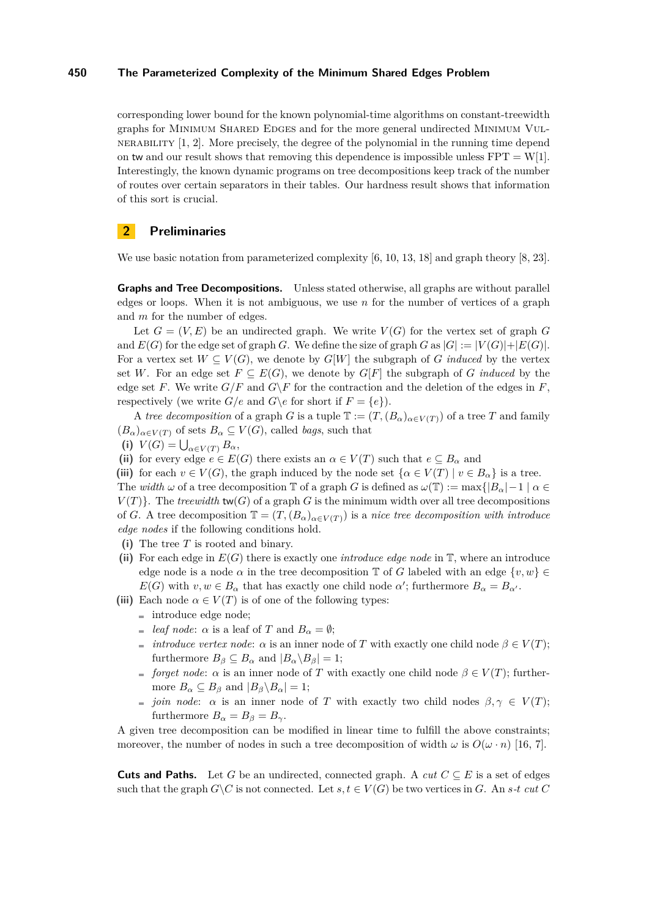corresponding lower bound for the known polynomial-time algorithms on constant-treewidth graphs for Minimum Shared Edges and for the more general undirected Minimum Vulnerability [1, 2]. More precisely, the degree of the polynomial in the running time depend on tw and our result shows that removing this dependence is impossible unless FPT = W[1]. Interestingly, the known dynamic programs on tree decompositions keep track of the number of routes over certain separators in their tables. Our hardness result shows that information of this sort is crucial.

## 2 Preliminaries

We use basic notation from parameterized complexity [6, 10, 13, 18] and graph theory [8, 23].

**Graphs and Tree Decompositions.** Unless stated otherwise, all graphs are without parallel edges or loops. When it is not ambiguous, we use $n$ for the number of vertices of a graph and $m$ for the number of edges.

Let $G = (V, E)$ be an undirected graph. We write $V(G)$ for the vertex set of graph $G$ and $E(G)$ for the edge set of graph $G$. We define the size of graph $G$ as $|G| := |V(G)|+|E(G)|$. For a vertex set $W \subseteq V(G)$, we denote by $G[W]$ the subgraph of $G$ *induced* by the vertex set $W$. For an edge set $F \subseteq E(G)$, we denote by $G[F]$ the subgraph of $G$ *induced* by the edge set $F$. We write $G/F$ and $G\backslash F$ for the contraction and the deletion of the edges in $F$, respectively (we write $G/e$ and $G\backslash e$ for short if $F = \{e\}$).

A *tree decomposition* of a graph $G$ is a tuple $\mathbb{T} := (T, (B_\alpha)_{\alpha\in V(T)})$ of a tree $T$ and family $(B_\alpha)_{\alpha\in V(T)}$ of sets $B_\alpha \subseteq V(G)$, called *bags*, such that

**(i)** $V(G) = \bigcup_{\alpha\in V(T)} B_\alpha$,
**(ii)** for every edge $e \in E(G)$ there exists an $\alpha \in V(T)$ such that $e \subseteq B_\alpha$ and
**(iii)** for each $v \in V(G)$, the graph induced by the node set $\{\alpha \in V(T) \mid v \in B_\alpha\}$ is a tree.

The *width* $\omega$ of a tree decomposition $\mathbb{T}$ of a graph $G$ is defined as $\omega(\mathbb{T}) := \max\{|B_\alpha|-1 \mid \alpha \in V(T)\}$. The *treewidth* $\mathsf{tw}(G)$ of a graph $G$ is the minimum width over all tree decompositions of $G$. A tree decomposition $\mathbb{T} = (T, (B_\alpha)_{\alpha\in V(T)})$ is a *nice tree decomposition with introduce edge nodes* if the following conditions hold.

**(i)** The tree $T$ is rooted and binary.
**(ii)** For each edge in $E(G)$ there is exactly one *introduce edge node* in $\mathbb{T}$, where an introduce edge node is a node $\alpha$ in the tree decomposition $\mathbb{T}$ of $G$ labeled with an edge $\{v, w\} \in E(G)$ with $v, w \in B_\alpha$ that has exactly one child node $\alpha'$; furthermore $B_\alpha = B_{\alpha'}$.
**(iii)** Each node $\alpha \in V(T)$ is of one of the following types:
- introduce edge node;
- *leaf node*: $\alpha$ is a leaf of $T$ and $B_\alpha = \emptyset$;
- *introduce vertex node*: $\alpha$ is an inner node of $T$ with exactly one child node $\beta \in V(T)$; furthermore $B_\beta \subseteq B_\alpha$ and $|B_\alpha\backslash B_\beta| = 1$;
- *forget node*: $\alpha$ is an inner node of $T$ with exactly one child node $\beta \in V(T)$; furthermore $B_\alpha \subseteq B_\beta$ and $|B_\beta\backslash B_\alpha| = 1$;
- *join node*: $\alpha$ is an inner node of $T$ with exactly two child nodes $\beta, \gamma \in V(T)$; furthermore $B_\alpha = B_\beta = B_\gamma$.

A given tree decomposition can be modified in linear time to fulfill the above constraints; moreover, the number of nodes in such a tree decomposition of width $\omega$ is $O(\omega \cdot n)$ [16, 7].

**Cuts and Paths.** Let $G$ be an undirected, connected graph. A *cut* $C \subseteq E$ is a set of edges such that the graph $G\backslash C$ is not connected. Let $s, t \in V(G)$ be two vertices in $G$. An *s-t cut* $C$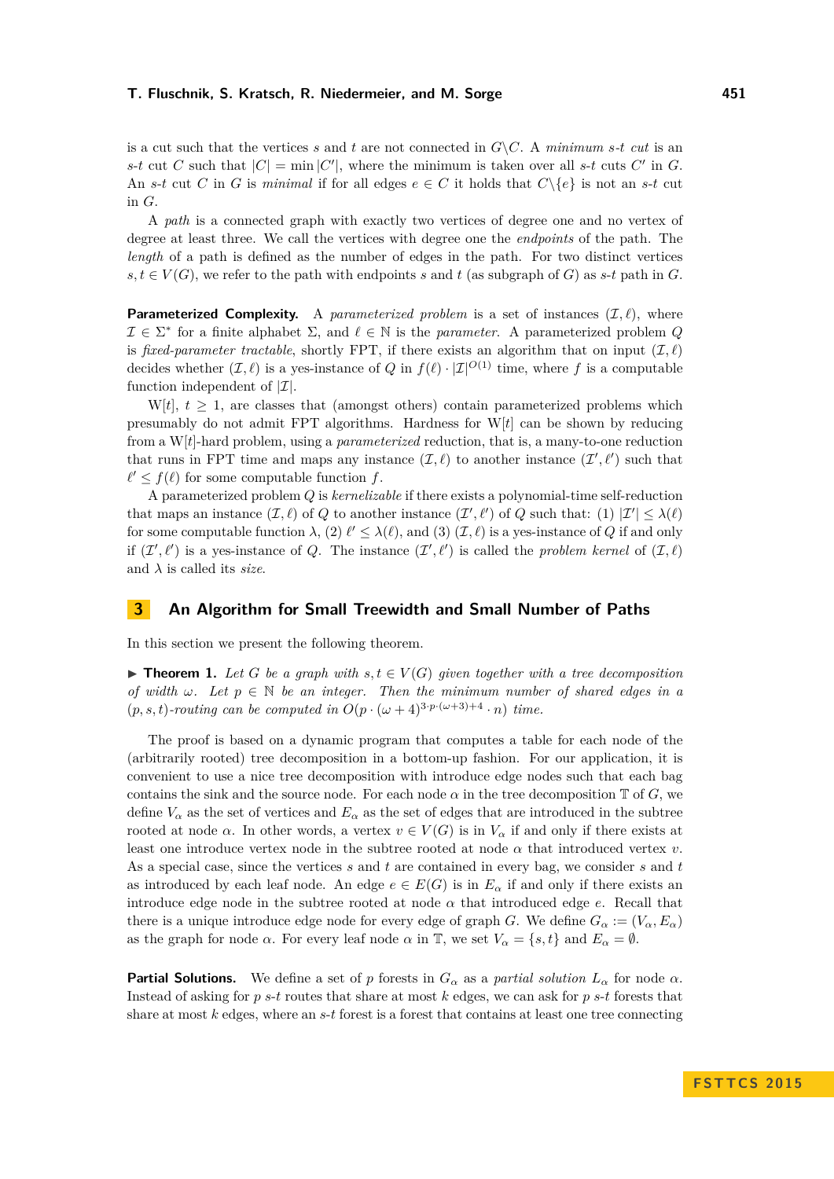is a cut such that the vertices $s$ and $t$ are not connected in $G \setminus C$. A *minimum s-t cut* is an $s$-$t$ cut $C$ such that $|C| = \min |C'|$, where the minimum is taken over all $s$-$t$ cuts $C'$ in $G$. An $s$-$t$ cut $C$ in $G$ is *minimal* if for all edges $e \in C$ it holds that $C \setminus \{e\}$ is not an $s$-$t$ cut in $G$.

A *path* is a connected graph with exactly two vertices of degree one and no vertex of degree at least three. We call the vertices with degree one the *endpoints* of the path. The *length* of a path is defined as the number of edges in the path. For two distinct vertices $s, t \in V(G)$, we refer to the path with endpoints $s$ and $t$ (as subgraph of $G$) as $s$-$t$ path in $G$.

**Parameterized Complexity.** A *parameterized problem* is a set of instances $(\mathcal{I}, \ell)$, where $\mathcal{I} \in \Sigma^*$ for a finite alphabet $\Sigma$, and $\ell \in \mathbb{N}$ is the *parameter*. A parameterized problem $Q$ is *fixed-parameter tractable*, shortly FPT, if there exists an algorithm that on input $(\mathcal{I}, \ell)$ decides whether $(\mathcal{I}, \ell)$ is a yes-instance of $Q$ in $f(\ell) \cdot |\mathcal{I}|^{O(1)}$ time, where $f$ is a computable function independent of $|\mathcal{I}|$.

W[$t$], $t \geq 1$, are classes that (amongst others) contain parameterized problems which presumably do not admit FPT algorithms. Hardness for W[$t$] can be shown by reducing from a W[$t$]-hard problem, using a *parameterized* reduction, that is, a many-to-one reduction that runs in FPT time and maps any instance $(\mathcal{I}, \ell)$ to another instance $(\mathcal{I}', \ell')$ such that $\ell' \leq f(\ell)$ for some computable function $f$.

A parameterized problem $Q$ is *kernelizable* if there exists a polynomial-time self-reduction that maps an instance $(\mathcal{I}, \ell)$ of $Q$ to another instance $(\mathcal{I}', \ell')$ of $Q$ such that: (1) $|\mathcal{I}'| \leq \lambda(\ell)$ for some computable function $\lambda$, (2) $\ell' \leq \lambda(\ell)$, and (3) $(\mathcal{I}, \ell)$ is a yes-instance of $Q$ if and only if $(\mathcal{I}', \ell')$ is a yes-instance of $Q$. The instance $(\mathcal{I}', \ell')$ is called the *problem kernel* of $(\mathcal{I}, \ell)$ and $\lambda$ is called its *size*.

## 3 An Algorithm for Small Treewidth and Small Number of Paths

In this section we present the following theorem.

▶ **Theorem 1.** *Let $G$ be a graph with $s, t \in V(G)$ given together with a tree decomposition of width $\omega$. Let $p \in \mathbb{N}$ be an integer. Then the minimum number of shared edges in a $(p, s, t)$-routing can be computed in $O(p \cdot (\omega + 4)^{3 \cdot p \cdot (\omega+3)+4} \cdot n)$ time.*

The proof is based on a dynamic program that computes a table for each node of the (arbitrarily rooted) tree decomposition in a bottom-up fashion. For our application, it is convenient to use a nice tree decomposition with introduce edge nodes such that each bag contains the sink and the source node. For each node $\alpha$ in the tree decomposition $\mathbb{T}$ of $G$, we define $V_\alpha$ as the set of vertices and $E_\alpha$ as the set of edges that are introduced in the subtree rooted at node $\alpha$. In other words, a vertex $v \in V(G)$ is in $V_\alpha$ if and only if there exists at least one introduce vertex node in the subtree rooted at node $\alpha$ that introduced vertex $v$. As a special case, since the vertices $s$ and $t$ are contained in every bag, we consider $s$ and $t$ as introduced by each leaf node. An edge $e \in E(G)$ is in $E_\alpha$ if and only if there exists an introduce edge node in the subtree rooted at node $\alpha$ that introduced edge $e$. Recall that there is a unique introduce edge node for every edge of graph $G$. We define $G_\alpha := (V_\alpha, E_\alpha)$ as the graph for node $\alpha$. For every leaf node $\alpha$ in $\mathbb{T}$, we set $V_\alpha = \{s, t\}$ and $E_\alpha = \emptyset$.

**Partial Solutions.** We define a set of $p$ forests in $G_\alpha$ as a *partial solution* $L_\alpha$ for node $\alpha$. Instead of asking for $p$ $s$-$t$ routes that share at most $k$ edges, we can ask for $p$ $s$-$t$ forests that share at most $k$ edges, where an $s$-$t$ forest is a forest that contains at least one tree connecting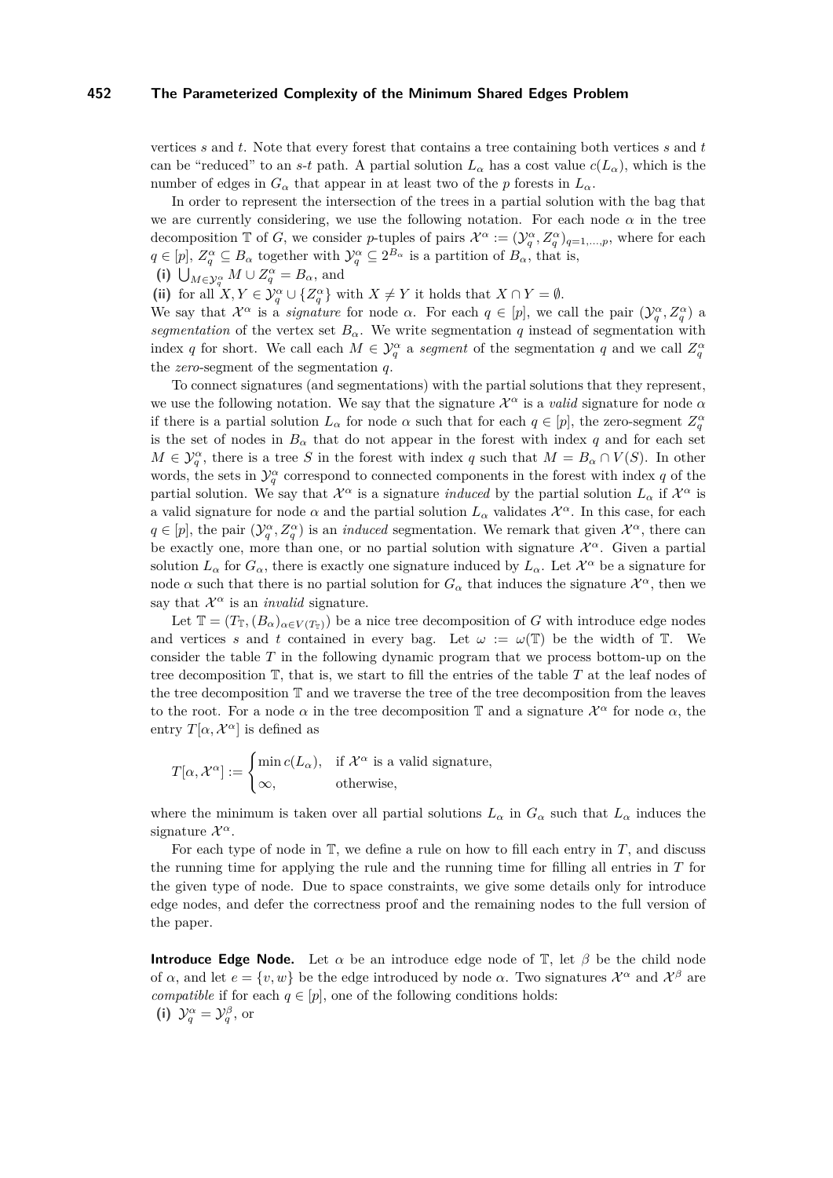vertices $s$ and $t$. Note that every forest that contains a tree containing both vertices $s$ and $t$ can be "reduced" to an $s$-$t$ path. A partial solution $L_\alpha$ has a cost value $c(L_\alpha)$, which is the number of edges in $G_\alpha$ that appear in at least two of the $p$ forests in $L_\alpha$.

In order to represent the intersection of the trees in a partial solution with the bag that we are currently considering, we use the following notation. For each node $\alpha$ in the tree decomposition $\mathbb{T}$ of $G$, we consider $p$-tuples of pairs $\mathcal{X}^\alpha := (\mathcal{Y}_q^\alpha, Z_q^\alpha)_{q=1,\ldots,p}$, where for each $q \in [p]$, $Z_q^\alpha \subseteq B_\alpha$ together with $\mathcal{Y}_q^\alpha \subseteq 2^{B_\alpha}$ is a partition of $B_\alpha$, that is,

**(i)** $\bigcup_{M \in \mathcal{Y}_q^\alpha} M \cup Z_q^\alpha = B_\alpha$, and

**(ii)** for all $X, Y \in \mathcal{Y}_q^\alpha \cup \{Z_q^\alpha\}$ with $X \neq Y$ it holds that $X \cap Y = \emptyset$.

We say that $\mathcal{X}^\alpha$ is a *signature* for node $\alpha$. For each $q \in [p]$, we call the pair $(\mathcal{Y}_q^\alpha, Z_q^\alpha)$ a *segmentation* of the vertex set $B_\alpha$. We write segmentation $q$ instead of segmentation with index $q$ for short. We call each $M \in \mathcal{Y}_q^\alpha$ a *segment* of the segmentation $q$ and we call $Z_q^\alpha$ the *zero*-segment of the segmentation $q$.

To connect signatures (and segmentations) with the partial solutions that they represent, we use the following notation. We say that the signature $\mathcal{X}^\alpha$ is a *valid* signature for node $\alpha$ if there is a partial solution $L_\alpha$ for node $\alpha$ such that for each $q \in [p]$, the zero-segment $Z_q^\alpha$ is the set of nodes in $B_\alpha$ that do not appear in the forest with index $q$ and for each set $M \in \mathcal{Y}_q^\alpha$, there is a tree $S$ in the forest with index $q$ such that $M = B_\alpha \cap V(S)$. In other words, the sets in $\mathcal{Y}_q^\alpha$ correspond to connected components in the forest with index $q$ of the partial solution. We say that $\mathcal{X}^\alpha$ is a signature *induced* by the partial solution $L_\alpha$ if $\mathcal{X}^\alpha$ is a valid signature for node $\alpha$ and the partial solution $L_\alpha$ validates $\mathcal{X}^\alpha$. In this case, for each $q \in [p]$, the pair $(\mathcal{Y}_q^\alpha, Z_q^\alpha)$ is an *induced* segmentation. We remark that given $\mathcal{X}^\alpha$, there can be exactly one, more than one, or no partial solution with signature $\mathcal{X}^\alpha$. Given a partial solution $L_\alpha$ for $G_\alpha$, there is exactly one signature induced by $L_\alpha$. Let $\mathcal{X}^\alpha$ be a signature for node $\alpha$ such that there is no partial solution for $G_\alpha$ that induces the signature $\mathcal{X}^\alpha$, then we say that $\mathcal{X}^\alpha$ is an *invalid* signature.

Let $\mathbb{T} = (T_\mathbb{T}, (B_\alpha)_{\alpha \in V(T_\mathbb{T})})$ be a nice tree decomposition of $G$ with introduce edge nodes and vertices $s$ and $t$ contained in every bag. Let $\omega := \omega(\mathbb{T})$ be the width of $\mathbb{T}$. We consider the table $T$ in the following dynamic program that we process bottom-up on the tree decomposition $\mathbb{T}$, that is, we start to fill the entries of the table $T$ at the leaf nodes of the tree decomposition $\mathbb{T}$ and we traverse the tree of the tree decomposition from the leaves to the root. For a node $\alpha$ in the tree decomposition $\mathbb{T}$ and a signature $\mathcal{X}^\alpha$ for node $\alpha$, the entry $T[\alpha, \mathcal{X}^\alpha]$ is defined as

$$T[\alpha, \mathcal{X}^\alpha] := \begin{cases} \min c(L_\alpha), & \text{if } \mathcal{X}^\alpha \text{ is a valid signature,} \\ \infty, & \text{otherwise,} \end{cases}$$

where the minimum is taken over all partial solutions $L_\alpha$ in $G_\alpha$ such that $L_\alpha$ induces the signature $\mathcal{X}^\alpha$.

For each type of node in $\mathbb{T}$, we define a rule on how to fill each entry in $T$, and discuss the running time for applying the rule and the running time for filling all entries in $T$ for the given type of node. Due to space constraints, we give some details only for introduce edge nodes, and defer the correctness proof and the remaining nodes to the full version of the paper.

**Introduce Edge Node.** Let $\alpha$ be an introduce edge node of $\mathbb{T}$, let $\beta$ be the child node of $\alpha$, and let $e = \{v, w\}$ be the edge introduced by node $\alpha$. Two signatures $\mathcal{X}^\alpha$ and $\mathcal{X}^\beta$ are *compatible* if for each $q \in [p]$, one of the following conditions holds:

**(i)** $\mathcal{Y}_q^\alpha = \mathcal{Y}_q^\beta$, or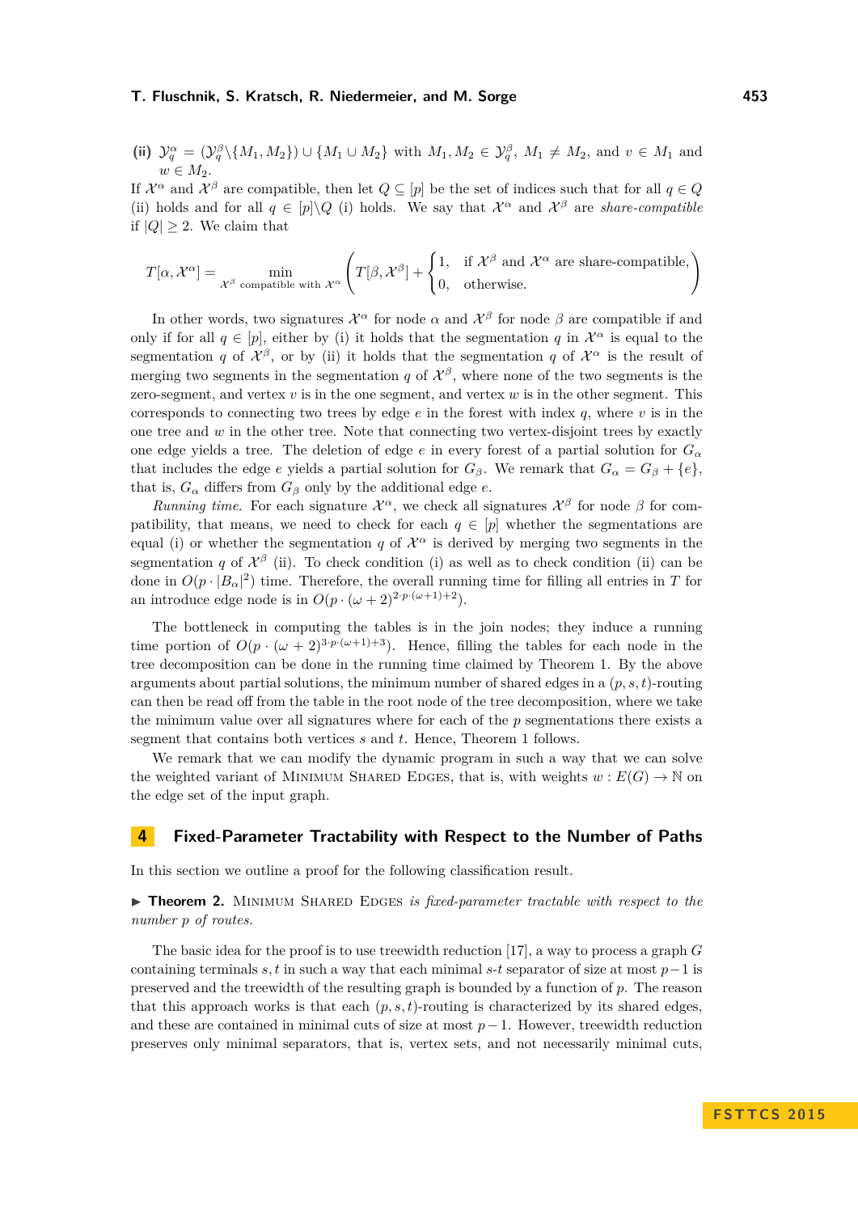**(ii)** $\mathcal{Y}_q^\alpha = (\mathcal{Y}_q^\beta \setminus \{M_1, M_2\}) \cup \{M_1 \cup M_2\}$ with $M_1, M_2 \in \mathcal{Y}_q^\beta$, $M_1 \neq M_2$, and $v \in M_1$ and $w \in M_2$.

If $\mathcal{X}^\alpha$ and $\mathcal{X}^\beta$ are compatible, then let $Q \subseteq [p]$ be the set of indices such that for all $q \in Q$ (ii) holds and for all $q \in [p] \setminus Q$ (i) holds. We say that $\mathcal{X}^\alpha$ and $\mathcal{X}^\beta$ are *share-compatible* if $|Q| \geq 2$. We claim that

$$T[\alpha, \mathcal{X}^\alpha] = \min_{\mathcal{X}^\beta \text{ compatible with } \mathcal{X}^\alpha} \left( T[\beta, \mathcal{X}^\beta] + \begin{cases} 1, & \text{if } \mathcal{X}^\beta \text{ and } \mathcal{X}^\alpha \text{ are share-compatible,} \\ 0, & \text{otherwise.} \end{cases} \right)$$

In other words, two signatures $\mathcal{X}^\alpha$ for node $\alpha$ and $\mathcal{X}^\beta$ for node $\beta$ are compatible if and only if for all $q \in [p]$, either by (i) it holds that the segmentation $q$ in $\mathcal{X}^\alpha$ is equal to the segmentation $q$ of $\mathcal{X}^\beta$, or by (ii) it holds that the segmentation $q$ of $\mathcal{X}^\alpha$ is the result of merging two segments in the segmentation $q$ of $\mathcal{X}^\beta$, where none of the two segments is the zero-segment, and vertex $v$ is in the one segment, and vertex $w$ is in the other segment. This corresponds to connecting two trees by edge $e$ in the forest with index $q$, where $v$ is in the one tree and $w$ in the other tree. Note that connecting two vertex-disjoint trees by exactly one edge yields a tree. The deletion of edge $e$ in every forest of a partial solution for $G_\alpha$ that includes the edge $e$ yields a partial solution for $G_\beta$. We remark that $G_\alpha = G_\beta + \{e\}$, that is, $G_\alpha$ differs from $G_\beta$ only by the additional edge $e$.

*Running time.* For each signature $\mathcal{X}^\alpha$, we check all signatures $\mathcal{X}^\beta$ for node $\beta$ for compatibility, that means, we need to check for each $q \in [p]$ whether the segmentations are equal (i) or whether the segmentation $q$ of $\mathcal{X}^\alpha$ is derived by merging two segments in the segmentation $q$ of $\mathcal{X}^\beta$ (ii). To check condition (i) as well as to check condition (ii) can be done in $O(p \cdot |B_\alpha|^2)$ time. Therefore, the overall running time for filling all entries in $T$ for an introduce edge node is in $O(p \cdot (\omega + 2)^{2 \cdot p \cdot (\omega+1)+2})$.

The bottleneck in computing the tables is in the join nodes; they induce a running time portion of $O(p \cdot (\omega + 2)^{3 \cdot p \cdot (\omega+1)+3})$. Hence, filling the tables for each node in the tree decomposition can be done in the running time claimed by Theorem 1. By the above arguments about partial solutions, the minimum number of shared edges in a $(p, s, t)$-routing can then be read off from the table in the root node of the tree decomposition, where we take the minimum value over all signatures where for each of the $p$ segmentations there exists a segment that contains both vertices $s$ and $t$. Hence, Theorem 1 follows.

We remark that we can modify the dynamic program in such a way that we can solve the weighted variant of Minimum Shared Edges, that is, with weights $w : E(G) \to \mathbb{N}$ on the edge set of the input graph.

## 4 Fixed-Parameter Tractability with Respect to the Number of Paths

In this section we outline a proof for the following classification result.

▶ **Theorem 2.** *Minimum Shared Edges is fixed-parameter tractable with respect to the number $p$ of routes.*

The basic idea for the proof is to use treewidth reduction [17], a way to process a graph $G$ containing terminals $s, t$ in such a way that each minimal $s$-$t$ separator of size at most $p-1$ is preserved and the treewidth of the resulting graph is bounded by a function of $p$. The reason that this approach works is that each $(p, s, t)$-routing is characterized by its shared edges, and these are contained in minimal cuts of size at most $p-1$. However, treewidth reduction preserves only minimal separators, that is, vertex sets, and not necessarily minimal cuts,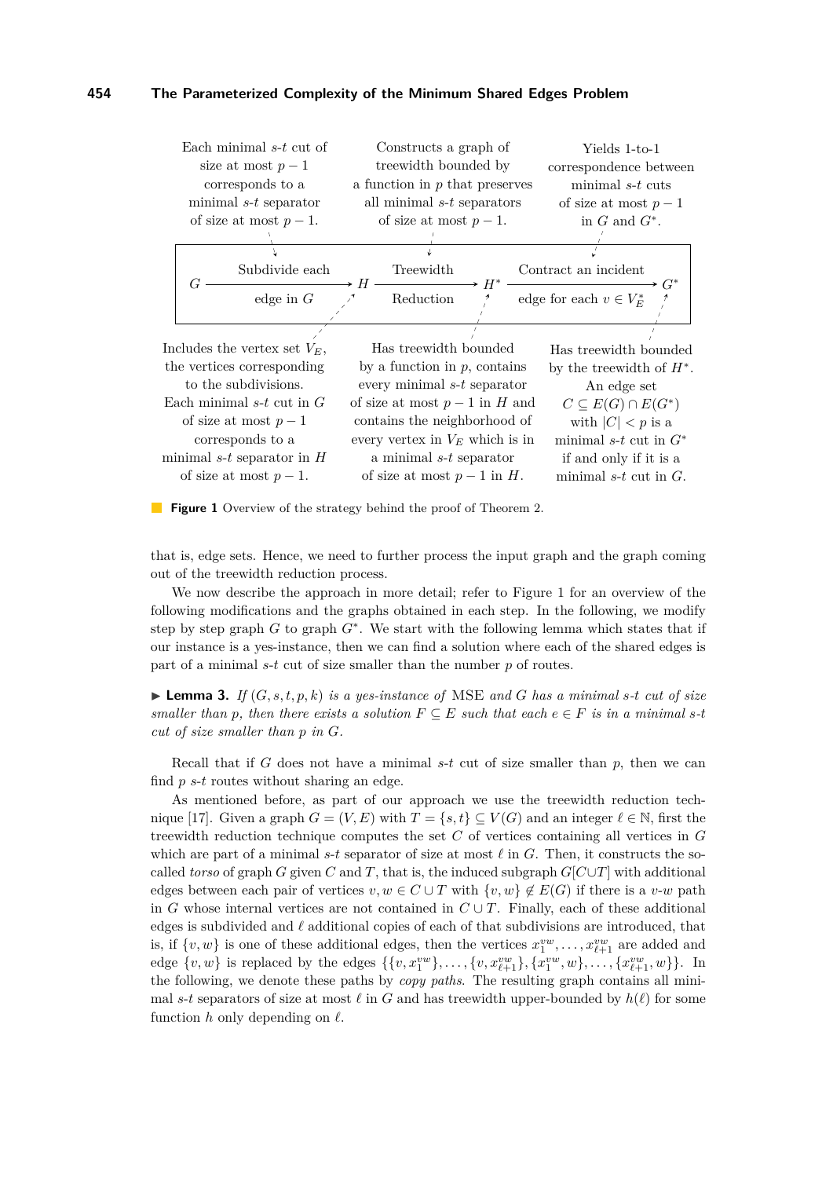Each minimal $s$-$t$ cut of size at most $p-1$ corresponds to a minimal $s$-$t$ separator of size at most $p-1$.

Constructs a graph of treewidth bounded by a function in $p$ that preserves all minimal $s$-$t$ separators of size at most $p-1$.

Yields 1-to-1 correspondence between minimal $s$-$t$ cuts of size at most $p-1$ in $G$ and $G^*$.

$G$ —(Subdivide each edge in $G$)→ $H$ —(Treewidth Reduction)→ $H^*$ —(Contract an incident edge for each $v \in V_E^*$)→ $G^*$

Includes the vertex set $V_E$, the vertices corresponding to the subdivisions. Each minimal $s$-$t$ cut in $G$ of size at most $p-1$ corresponds to a minimal $s$-$t$ separator in $H$ of size at most $p-1$.

Has treewidth bounded by a function in $p$, contains every minimal $s$-$t$ separator of size at most $p-1$ in $H$ and contains the neighborhood of every vertex in $V_E$ which is in a minimal $s$-$t$ separator of size at most $p-1$ in $H$.

Has treewidth bounded by the treewidth of $H^*$. An edge set $C \subseteq E(G) \cap E(G^*)$ with $|C| < p$ is a minimal $s$-$t$ cut in $G^*$ if and only if it is a minimal $s$-$t$ cut in $G$.

**Figure 1** Overview of the strategy behind the proof of Theorem 2.

that is, edge sets. Hence, we need to further process the input graph and the graph coming out of the treewidth reduction process.

We now describe the approach in more detail; refer to Figure 1 for an overview of the following modifications and the graphs obtained in each step. In the following, we modify step by step graph $G$ to graph $G^*$. We start with the following lemma which states that if our instance is a yes-instance, then we can find a solution where each of the shared edges is part of a minimal $s$-$t$ cut of size smaller than the number $p$ of routes.

▶ **Lemma 3.** *If $(G, s, t, p, k)$ is a yes-instance of* MSE *and $G$ has a minimal $s$-$t$ cut of size smaller than $p$, then there exists a solution $F \subseteq E$ such that each $e \in F$ is in a minimal $s$-$t$ cut of size smaller than $p$ in $G$.*

Recall that if $G$ does not have a minimal $s$-$t$ cut of size smaller than $p$, then we can find $p$ $s$-$t$ routes without sharing an edge.

As mentioned before, as part of our approach we use the treewidth reduction technique [17]. Given a graph $G = (V, E)$ with $T = \{s, t\} \subseteq V(G)$ and an integer $\ell \in \mathbb{N}$, first the treewidth reduction technique computes the set $C$ of vertices containing all vertices in $G$ which are part of a minimal $s$-$t$ separator of size at most $\ell$ in $G$. Then, it constructs the so-called *torso* of graph $G$ given $C$ and $T$, that is, the induced subgraph $G[C \cup T]$ with additional edges between each pair of vertices $v, w \in C \cup T$ with $\{v, w\} \notin E(G)$ if there is a $v$-$w$ path in $G$ whose internal vertices are not contained in $C \cup T$. Finally, each of these additional edges is subdivided and $\ell$ additional copies of each of that subdivisions are introduced, that is, if $\{v, w\}$ is one of these additional edges, then the vertices $x_1^{vw}, \dots, x_{\ell+1}^{vw}$ are added and edge $\{v, w\}$ is replaced by the edges $\{\{v, x_1^{vw}\}, \dots, \{v, x_{\ell+1}^{vw}\}, \{x_1^{vw}, w\}, \dots, \{x_{\ell+1}^{vw}, w\}\}$. In the following, we denote these paths by *copy paths*. The resulting graph contains all minimal $s$-$t$ separators of size at most $\ell$ in $G$ and has treewidth upper-bounded by $h(\ell)$ for some function $h$ only depending on $\ell$.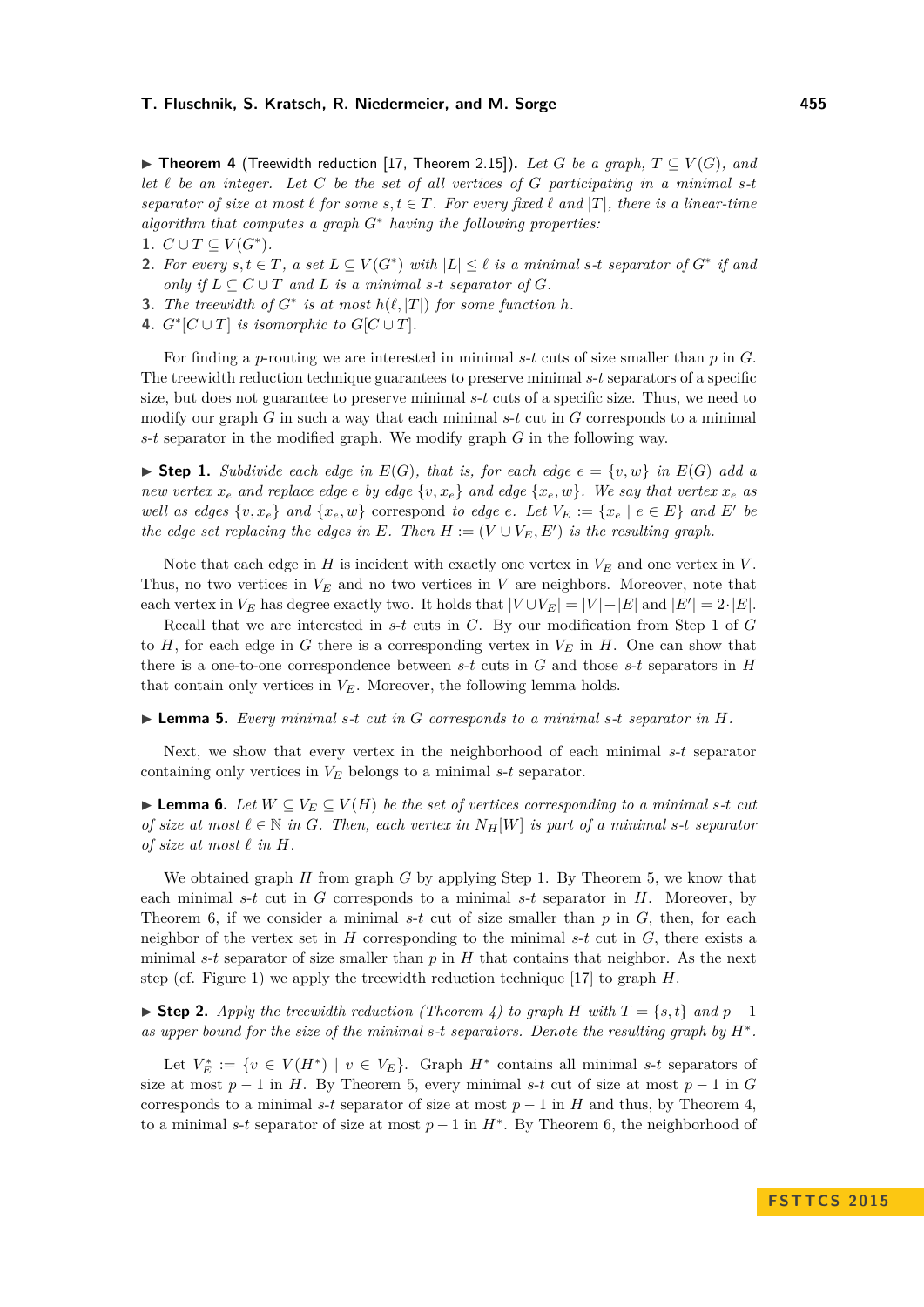▶ **Theorem 4** (Treewidth reduction [17, Theorem 2.15])**.** *Let $G$ be a graph, $T \subseteq V(G)$, and let $\ell$ be an integer. Let $C$ be the set of all vertices of $G$ participating in a minimal $s$-$t$ separator of size at most $\ell$ for some $s, t \in T$. For every fixed $\ell$ and $|T|$, there is a linear-time algorithm that computes a graph $G^*$ having the following properties:*

1. *$C \cup T \subseteq V(G^*)$.*
2. *For every $s, t \in T$, a set $L \subseteq V(G^*)$ with $|L| \leq \ell$ is a minimal $s$-$t$ separator of $G^*$ if and only if $L \subseteq C \cup T$ and $L$ is a minimal $s$-$t$ separator of $G$.*
3. *The treewidth of $G^*$ is at most $h(\ell, |T|)$ for some function $h$.*
4. *$G^*[C \cup T]$ is isomorphic to $G[C \cup T]$.*

For finding a $p$-routing we are interested in minimal $s$-$t$ cuts of size smaller than $p$ in $G$. The treewidth reduction technique guarantees to preserve minimal $s$-$t$ separators of a specific size, but does not guarantee to preserve minimal $s$-$t$ cuts of a specific size. Thus, we need to modify our graph $G$ in such a way that each minimal $s$-$t$ cut in $G$ corresponds to a minimal $s$-$t$ separator in the modified graph. We modify graph $G$ in the following way.

▶ **Step 1.** *Subdivide each edge in $E(G)$, that is, for each edge $e = \{v, w\}$ in $E(G)$ add a new vertex $x_e$ and replace edge $e$ by edge $\{v, x_e\}$ and edge $\{x_e, w\}$. We say that vertex $x_e$ as well as edges $\{v, x_e\}$ and $\{x_e, w\}$ correspond to edge $e$. Let $V_E := \{x_e \mid e \in E\}$ and $E'$ be the edge set replacing the edges in $E$. Then $H := (V \cup V_E, E')$ is the resulting graph.*

Note that each edge in $H$ is incident with exactly one vertex in $V_E$ and one vertex in $V$. Thus, no two vertices in $V_E$ and no two vertices in $V$ are neighbors. Moreover, note that each vertex in $V_E$ has degree exactly two. It holds that $|V \cup V_E| = |V| + |E|$ and $|E'| = 2 \cdot |E|$.

Recall that we are interested in $s$-$t$ cuts in $G$. By our modification from Step 1 of $G$ to $H$, for each edge in $G$ there is a corresponding vertex in $V_E$ in $H$. One can show that there is a one-to-one correspondence between $s$-$t$ cuts in $G$ and those $s$-$t$ separators in $H$ that contain only vertices in $V_E$. Moreover, the following lemma holds.

▶ **Lemma 5.** *Every minimal $s$-$t$ cut in $G$ corresponds to a minimal $s$-$t$ separator in $H$.*

Next, we show that every vertex in the neighborhood of each minimal $s$-$t$ separator containing only vertices in $V_E$ belongs to a minimal $s$-$t$ separator.

▶ **Lemma 6.** *Let $W \subseteq V_E \subseteq V(H)$ be the set of vertices corresponding to a minimal $s$-$t$ cut of size at most $\ell \in \mathbb{N}$ in $G$. Then, each vertex in $N_H[W]$ is part of a minimal $s$-$t$ separator of size at most $\ell$ in $H$.*

We obtained graph $H$ from graph $G$ by applying Step 1. By Theorem 5, we know that each minimal $s$-$t$ cut in $G$ corresponds to a minimal $s$-$t$ separator in $H$. Moreover, by Theorem 6, if we consider a minimal $s$-$t$ cut of size smaller than $p$ in $G$, then, for each neighbor of the vertex set in $H$ corresponding to the minimal $s$-$t$ cut in $G$, there exists a minimal $s$-$t$ separator of size smaller than $p$ in $H$ that contains that neighbor. As the next step (cf. Figure 1) we apply the treewidth reduction technique [17] to graph $H$.

▶ **Step 2.** *Apply the treewidth reduction (Theorem 4) to graph $H$ with $T = \{s, t\}$ and $p - 1$ as upper bound for the size of the minimal $s$-$t$ separators. Denote the resulting graph by $H^*$.*

Let $V_E^* := \{v \in V(H^*) \mid v \in V_E\}$. Graph $H^*$ contains all minimal $s$-$t$ separators of size at most $p - 1$ in $H$. By Theorem 5, every minimal $s$-$t$ cut of size at most $p - 1$ in $G$ corresponds to a minimal $s$-$t$ separator of size at most $p - 1$ in $H$ and thus, by Theorem 4, to a minimal $s$-$t$ separator of size at most $p - 1$ in $H^*$. By Theorem 6, the neighborhood of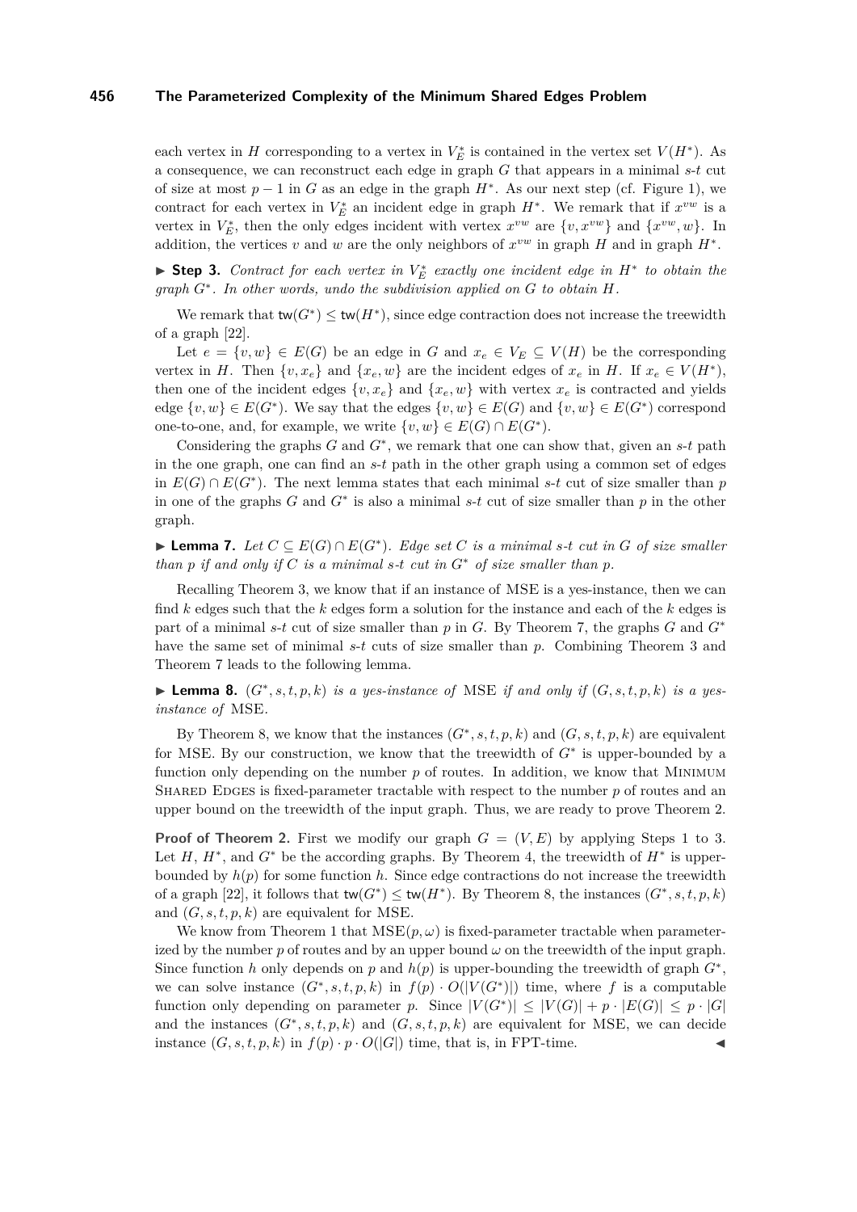each vertex in $H$ corresponding to a vertex in $V_E^*$ is contained in the vertex set $V(H^*)$. As a consequence, we can reconstruct each edge in graph $G$ that appears in a minimal $s$-$t$ cut of size at most $p-1$ in $G$ as an edge in the graph $H^*$. As our next step (cf. Figure 1), we contract for each vertex in $V_E^*$ an incident edge in graph $H^*$. We remark that if $x^{vw}$ is a vertex in $V_E^*$, then the only edges incident with vertex $x^{vw}$ are $\{v, x^{vw}\}$ and $\{x^{vw}, w\}$. In addition, the vertices $v$ and $w$ are the only neighbors of $x^{vw}$ in graph $H$ and in graph $H^*$.

▶ **Step 3.** *Contract for each vertex in $V_E^*$ exactly one incident edge in $H^*$ to obtain the graph $G^*$. In other words, undo the subdivision applied on $G$ to obtain $H$.*

We remark that $\mathsf{tw}(G^*) \leq \mathsf{tw}(H^*)$, since edge contraction does not increase the treewidth of a graph [22].

Let $e = \{v, w\} \in E(G)$ be an edge in $G$ and $x_e \in V_E \subseteq V(H)$ be the corresponding vertex in $H$. Then $\{v, x_e\}$ and $\{x_e, w\}$ are the incident edges of $x_e$ in $H$. If $x_e \in V(H^*)$, then one of the incident edges $\{v, x_e\}$ and $\{x_e, w\}$ with vertex $x_e$ is contracted and yields edge $\{v, w\} \in E(G^*)$. We say that the edges $\{v, w\} \in E(G)$ and $\{v, w\} \in E(G^*)$ correspond one-to-one, and, for example, we write $\{v, w\} \in E(G) \cap E(G^*)$.

Considering the graphs $G$ and $G^*$, we remark that one can show that, given an $s$-$t$ path in the one graph, one can find an $s$-$t$ path in the other graph using a common set of edges in $E(G) \cap E(G^*)$. The next lemma states that each minimal $s$-$t$ cut of size smaller than $p$ in one of the graphs $G$ and $G^*$ is also a minimal $s$-$t$ cut of size smaller than $p$ in the other graph.

▶ **Lemma 7.** *Let $C \subseteq E(G) \cap E(G^*)$. Edge set $C$ is a minimal $s$-$t$ cut in $G$ of size smaller than $p$ if and only if $C$ is a minimal $s$-$t$ cut in $G^*$ of size smaller than $p$.*

Recalling Theorem 3, we know that if an instance of MSE is a yes-instance, then we can find $k$ edges such that the $k$ edges form a solution for the instance and each of the $k$ edges is part of a minimal $s$-$t$ cut of size smaller than $p$ in $G$. By Theorem 7, the graphs $G$ and $G^*$ have the same set of minimal $s$-$t$ cuts of size smaller than $p$. Combining Theorem 3 and Theorem 7 leads to the following lemma.

▶ **Lemma 8.** *$(G^*, s, t, p, k)$ is a yes-instance of* MSE *if and only if $(G, s, t, p, k)$ is a yes-instance of* MSE.

By Theorem 8, we know that the instances $(G^*, s, t, p, k)$ and $(G, s, t, p, k)$ are equivalent for MSE. By our construction, we know that the treewidth of $G^*$ is upper-bounded by a function only depending on the number $p$ of routes. In addition, we know that Minimum Shared Edges is fixed-parameter tractable with respect to the number $p$ of routes and an upper bound on the treewidth of the input graph. Thus, we are ready to prove Theorem 2.

**Proof of Theorem 2.** First we modify our graph $G = (V, E)$ by applying Steps 1 to 3. Let $H$, $H^*$, and $G^*$ be the according graphs. By Theorem 4, the treewidth of $H^*$ is upper-bounded by $h(p)$ for some function $h$. Since edge contractions do not increase the treewidth of a graph [22], it follows that $\mathsf{tw}(G^*) \leq \mathsf{tw}(H^*)$. By Theorem 8, the instances $(G^*, s, t, p, k)$ and $(G, s, t, p, k)$ are equivalent for MSE.

We know from Theorem 1 that $\text{MSE}(p, \omega)$ is fixed-parameter tractable when parameterized by the number $p$ of routes and by an upper bound $\omega$ on the treewidth of the input graph. Since function $h$ only depends on $p$ and $h(p)$ is upper-bounding the treewidth of graph $G^*$, we can solve instance $(G^*, s, t, p, k)$ in $f(p) \cdot O(|V(G^*)|)$ time, where $f$ is a computable function only depending on parameter $p$. Since $|V(G^*)| \leq |V(G)| + p \cdot |E(G)| \leq p \cdot |G|$ and the instances $(G^*, s, t, p, k)$ and $(G, s, t, p, k)$ are equivalent for MSE, we can decide instance $(G, s, t, p, k)$ in $f(p) \cdot p \cdot O(|G|)$ time, that is, in FPT-time. ◀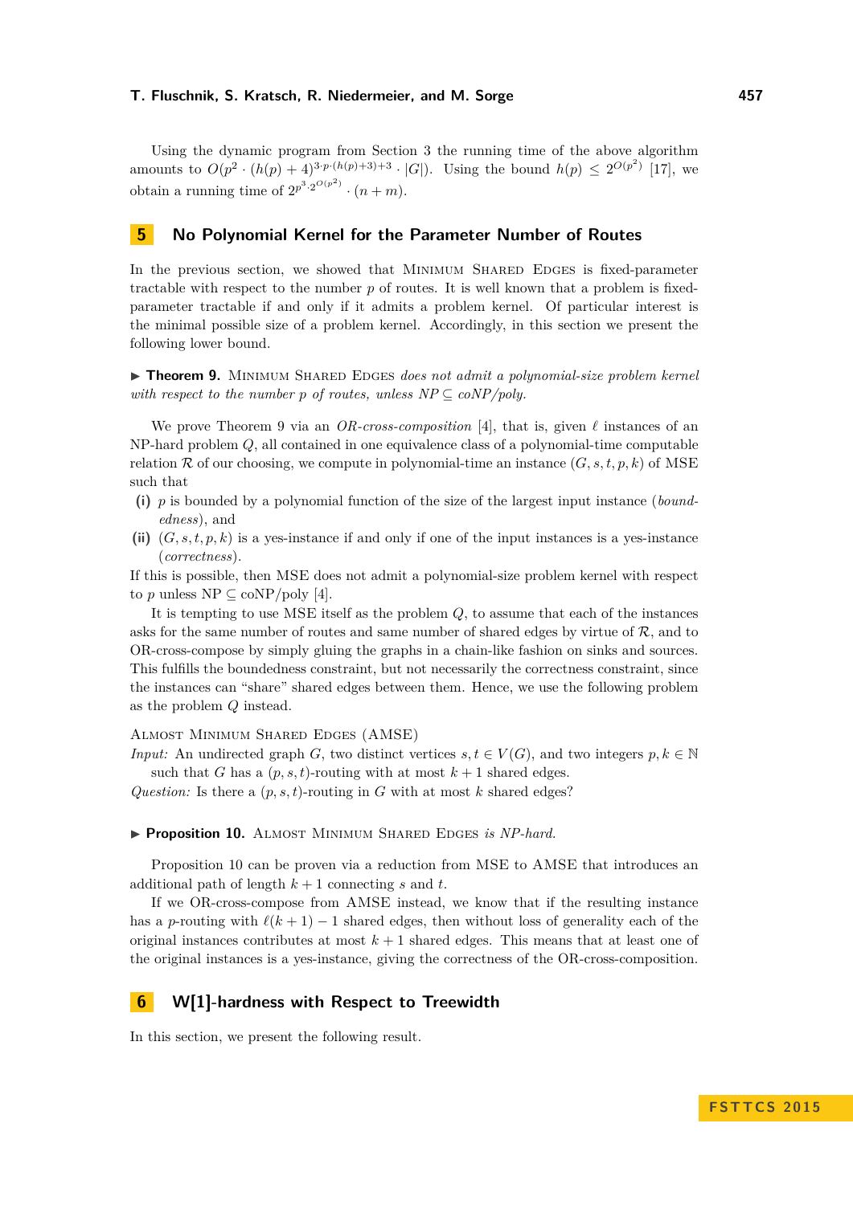Using the dynamic program from Section 3 the running time of the above algorithm amounts to $O(p^2 \cdot (h(p)+4)^{3 \cdot p \cdot (h(p)+3)+3} \cdot |G|)$. Using the bound $h(p) \leq 2^{O(p^2)}$ [17], we obtain a running time of $2^{p^3 \cdot 2^{O(p^2)}} \cdot (n+m)$.

## 5 No Polynomial Kernel for the Parameter Number of Routes

In the previous section, we showed that Minimum Shared Edges is fixed-parameter tractable with respect to the number $p$ of routes. It is well known that a problem is fixed-parameter tractable if and only if it admits a problem kernel. Of particular interest is the minimal possible size of a problem kernel. Accordingly, in this section we present the following lower bound.

▶ **Theorem 9.** Minimum Shared Edges *does not admit a polynomial-size problem kernel with respect to the number $p$ of routes, unless NP $\subseteq$ coNP/poly.*

We prove Theorem 9 via an *OR-cross-composition* [4], that is, given $\ell$ instances of an NP-hard problem $Q$, all contained in one equivalence class of a polynomial-time computable relation $\mathcal{R}$ of our choosing, we compute in polynomial-time an instance $(G, s, t, p, k)$ of MSE such that

**(i)** $p$ is bounded by a polynomial function of the size of the largest input instance (*boundedness*), and

**(ii)** $(G, s, t, p, k)$ is a yes-instance if and only if one of the input instances is a yes-instance (*correctness*).

If this is possible, then MSE does not admit a polynomial-size problem kernel with respect to $p$ unless NP $\subseteq$ coNP/poly [4].

It is tempting to use MSE itself as the problem $Q$, to assume that each of the instances asks for the same number of routes and same number of shared edges by virtue of $\mathcal{R}$, and to OR-cross-compose by simply gluing the graphs in a chain-like fashion on sinks and sources. This fulfills the boundedness constraint, but not necessarily the correctness constraint, since the instances can "share" shared edges between them. Hence, we use the following problem as the problem $Q$ instead.

Almost Minimum Shared Edges (AMSE)

*Input:* An undirected graph $G$, two distinct vertices $s, t \in V(G)$, and two integers $p, k \in \mathbb{N}$ such that $G$ has a $(p, s, t)$-routing with at most $k+1$ shared edges.

*Question:* Is there a $(p, s, t)$-routing in $G$ with at most $k$ shared edges?

▶ **Proposition 10.** Almost Minimum Shared Edges *is NP-hard.*

Proposition 10 can be proven via a reduction from MSE to AMSE that introduces an additional path of length $k+1$ connecting $s$ and $t$.

If we OR-cross-compose from AMSE instead, we know that if the resulting instance has a $p$-routing with $\ell(k+1)-1$ shared edges, then without loss of generality each of the original instances contributes at most $k+1$ shared edges. This means that at least one of the original instances is a yes-instance, giving the correctness of the OR-cross-composition.

## 6 W[1]-hardness with Respect to Treewidth

In this section, we present the following result.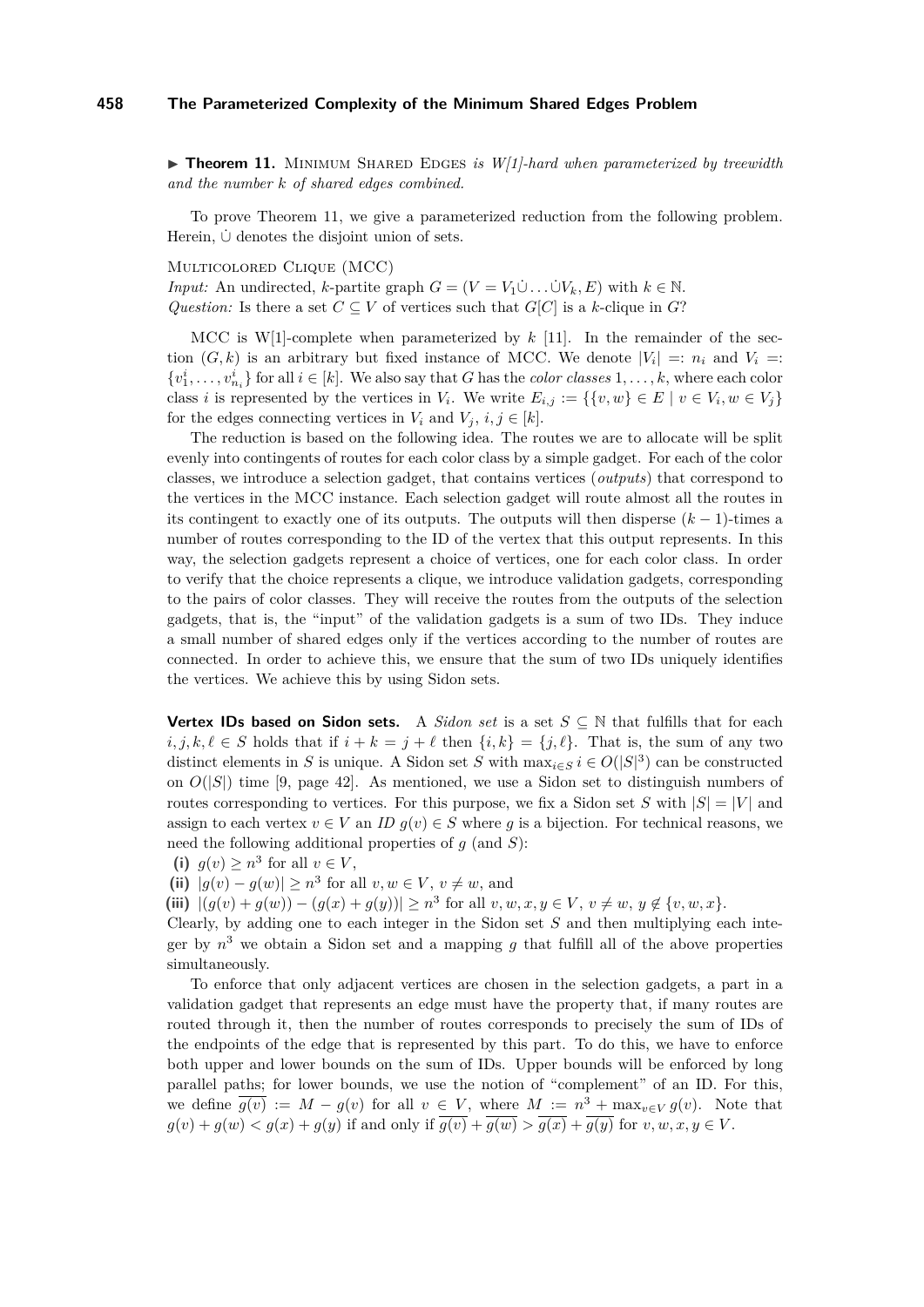▶ **Theorem 11.** Minimum Shared Edges *is W[1]-hard when parameterized by treewidth and the number $k$ of shared edges combined.*

To prove Theorem 11, we give a parameterized reduction from the following problem. Herein, $\dot\cup$ denotes the disjoint union of sets.

Multicolored Clique (MCC)
*Input:* An undirected, $k$-partite graph $G = (V = V_1 \dot\cup \ldots \dot\cup V_k, E)$ with $k \in \mathbb{N}$.
*Question:* Is there a set $C \subseteq V$ of vertices such that $G[C]$ is a $k$-clique in $G$?

MCC is W[1]-complete when parameterized by $k$ [11]. In the remainder of the section $(G, k)$ is an arbitrary but fixed instance of MCC. We denote $|V_i| =: n_i$ and $V_i =: \{v_1^i, \ldots, v_{n_i}^i\}$ for all $i \in [k]$. We also say that $G$ has the *color classes* $1, \ldots, k$, where each color class $i$ is represented by the vertices in $V_i$. We write $E_{i,j} := \{\{v, w\} \in E \mid v \in V_i, w \in V_j\}$ for the edges connecting vertices in $V_i$ and $V_j$, $i, j \in [k]$.

The reduction is based on the following idea. The routes we are to allocate will be split evenly into contingents of routes for each color class by a simple gadget. For each of the color classes, we introduce a selection gadget, that contains vertices (*outputs*) that correspond to the vertices in the MCC instance. Each selection gadget will route almost all the routes in its contingent to exactly one of its outputs. The outputs will then disperse $(k - 1)$-times a number of routes corresponding to the ID of the vertex that this output represents. In this way, the selection gadgets represent a choice of vertices, one for each color class. In order to verify that the choice represents a clique, we introduce validation gadgets, corresponding to the pairs of color classes. They will receive the routes from the outputs of the selection gadgets, that is, the "input" of the validation gadgets is a sum of two IDs. They induce a small number of shared edges only if the vertices according to the number of routes are connected. In order to achieve this, we ensure that the sum of two IDs uniquely identifies the vertices. We achieve this by using Sidon sets.

**Vertex IDs based on Sidon sets.** A *Sidon set* is a set $S \subseteq \mathbb{N}$ that fulfills that for each $i, j, k, \ell \in S$ holds that if $i + k = j + \ell$ then $\{i, k\} = \{j, \ell\}$. That is, the sum of any two distinct elements in $S$ is unique. A Sidon set $S$ with $\max_{i \in S} i \in O(|S|^3)$ can be constructed on $O(|S|)$ time [9, page 42]. As mentioned, we use a Sidon set to distinguish numbers of routes corresponding to vertices. For this purpose, we fix a Sidon set $S$ with $|S| = |V|$ and assign to each vertex $v \in V$ an *ID* $g(v) \in S$ where $g$ is a bijection. For technical reasons, we need the following additional properties of $g$ (and $S$):

**(i)** $g(v) \geq n^3$ for all $v \in V$,
**(ii)** $|g(v) - g(w)| \geq n^3$ for all $v, w \in V$, $v \neq w$, and
**(iii)** $|(g(v) + g(w)) - (g(x) + g(y))| \geq n^3$ for all $v, w, x, y \in V$, $v \neq w$, $y \notin \{v, w, x\}$.

Clearly, by adding one to each integer in the Sidon set $S$ and then multiplying each integer by $n^3$ we obtain a Sidon set and a mapping $g$ that fulfill all of the above properties simultaneously.

To enforce that only adjacent vertices are chosen in the selection gadgets, a part in a validation gadget that represents an edge must have the property that, if many routes are routed through it, then the number of routes corresponds to precisely the sum of IDs of the endpoints of the edge that is represented by this part. To do this, we have to enforce both upper and lower bounds on the sum of IDs. Upper bounds will be enforced by long parallel paths; for lower bounds, we use the notion of "complement" of an ID. For this, we define $\overline{g(v)} := M - g(v)$ for all $v \in V$, where $M := n^3 + \max_{v \in V} g(v)$. Note that $g(v) + g(w) < g(x) + g(y)$ if and only if $\overline{g(v)} + \overline{g(w)} > \overline{g(x)} + \overline{g(y)}$ for $v, w, x, y \in V$.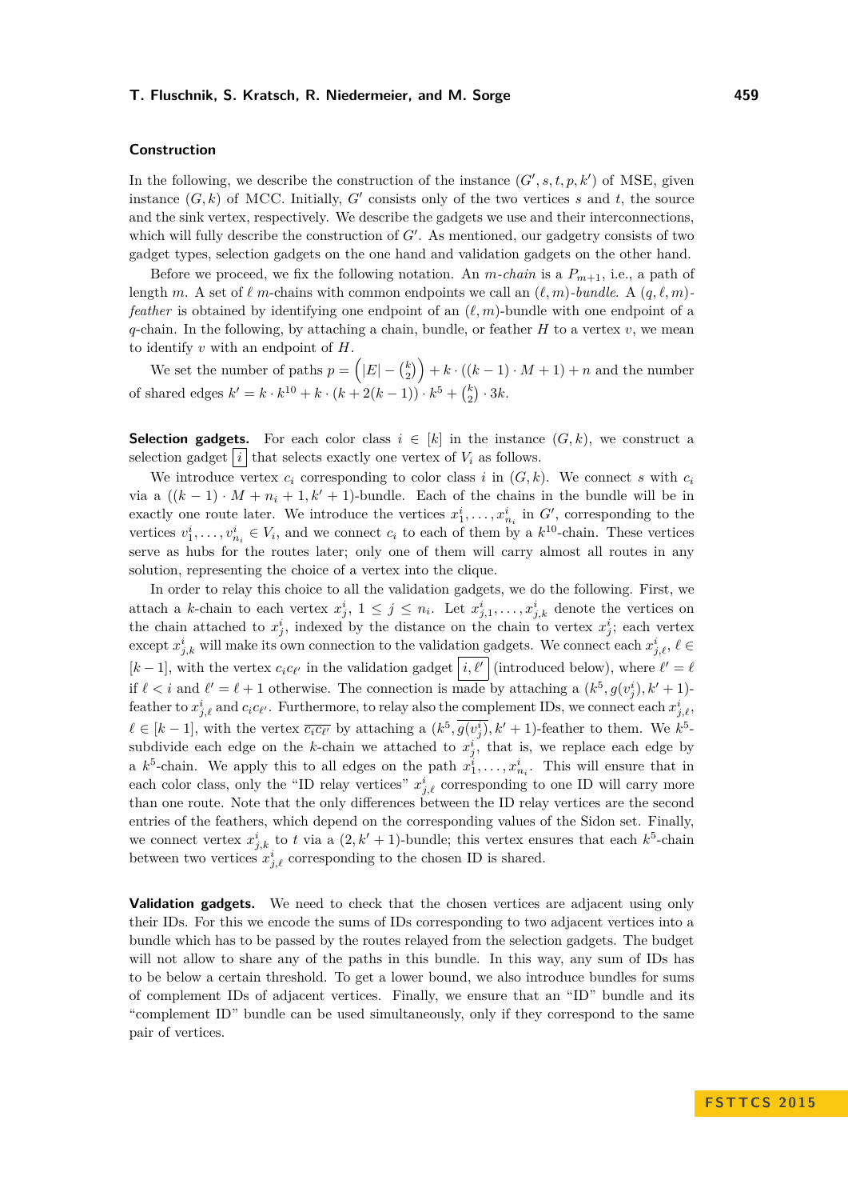### Construction

In the following, we describe the construction of the instance $(G', s, t, p, k')$ of MSE, given instance $(G, k)$ of MCC. Initially, $G'$ consists only of the two vertices $s$ and $t$, the source and the sink vertex, respectively. We describe the gadgets we use and their interconnections, which will fully describe the construction of $G'$. As mentioned, our gadgetry consists of two gadget types, selection gadgets on the one hand and validation gadgets on the other hand.

Before we proceed, we fix the following notation. An *$m$-chain* is a $P_{m+1}$, i.e., a path of length $m$. A set of $\ell$ $m$-chains with common endpoints we call an *$(\ell, m)$-bundle*. A *$(q, \ell, m)$-feather* is obtained by identifying one endpoint of an $(\ell, m)$-bundle with one endpoint of a $q$-chain. In the following, by attaching a chain, bundle, or feather $H$ to a vertex $v$, we mean to identify $v$ with an endpoint of $H$.

We set the number of paths $p = \left(|E| - \binom{k}{2}\right) + k \cdot ((k-1) \cdot M + 1) + n$ and the number of shared edges $k' = k \cdot k^{10} + k \cdot (k + 2(k-1)) \cdot k^5 + \binom{k}{2} \cdot 3k$.

**Selection gadgets.** For each color class $i \in [k]$ in the instance $(G, k)$, we construct a selection gadget $\boxed{i}$ that selects exactly one vertex of $V_i$ as follows.

We introduce vertex $c_i$ corresponding to color class $i$ in $(G, k)$. We connect $s$ with $c_i$ via a $((k-1) \cdot M + n_i + 1, k' + 1)$-bundle. Each of the chains in the bundle will be in exactly one route later. We introduce the vertices $x^i_1, \ldots, x^i_{n_i}$ in $G'$, corresponding to the vertices $v^i_1, \ldots, v^i_{n_i} \in V_i$, and we connect $c_i$ to each of them by a $k^{10}$-chain. These vertices serve as hubs for the routes later; only one of them will carry almost all routes in any solution, representing the choice of a vertex into the clique.

In order to relay this choice to all the validation gadgets, we do the following. First, we attach a $k$-chain to each vertex $x^i_j$, $1 \le j \le n_i$. Let $x^i_{j,1}, \ldots, x^i_{j,k}$ denote the vertices on the chain attached to $x^i_j$, indexed by the distance on the chain to vertex $x^i_j$; each vertex except $x^i_{j,k}$ will make its own connection to the validation gadgets. We connect each $x^i_{j,\ell}$, $\ell \in [k-1]$, with the vertex $c_i c_{\ell'}$ in the validation gadget $\boxed{i, \ell'}$ (introduced below), where $\ell' = \ell$ if $\ell < i$ and $\ell' = \ell + 1$ otherwise. The connection is made by attaching a $(k^5, g(v^i_j), k' + 1)$-feather to $x^i_{j,\ell}$ and $c_i c_{\ell'}$. Furthermore, to relay also the complement IDs, we connect each $x^i_{j,\ell}$, $\ell \in [k-1]$, with the vertex $\overline{c_i c_{\ell'}}$ by attaching a $(k^5, \overline{g(v^i_j)}, k' + 1)$-feather to them. We $k^5$-subdivide each edge on the $k$-chain we attached to $x^i_j$, that is, we replace each edge by a $k^5$-chain. We apply this to all edges on the path $x^i_1, \ldots, x^i_{n_i}$. This will ensure that in each color class, only the "ID relay vertices" $x^i_{j,\ell}$ corresponding to one ID will carry more than one route. Note that the only differences between the ID relay vertices are the second entries of the feathers, which depend on the corresponding values of the Sidon set. Finally, we connect vertex $x^i_{j,k}$ to $t$ via a $(2, k' + 1)$-bundle; this vertex ensures that each $k^5$-chain between two vertices $x^i_{j,\ell}$ corresponding to the chosen ID is shared.

**Validation gadgets.** We need to check that the chosen vertices are adjacent using only their IDs. For this we encode the sums of IDs corresponding to two adjacent vertices into a bundle which has to be passed by the routes relayed from the selection gadgets. The budget will not allow to share any of the paths in this bundle. In this way, any sum of IDs has to be below a certain threshold. To get a lower bound, we also introduce bundles for sums of complement IDs of adjacent vertices. Finally, we ensure that an "ID" bundle and its "complement ID" bundle can be used simultaneously, only if they correspond to the same pair of vertices.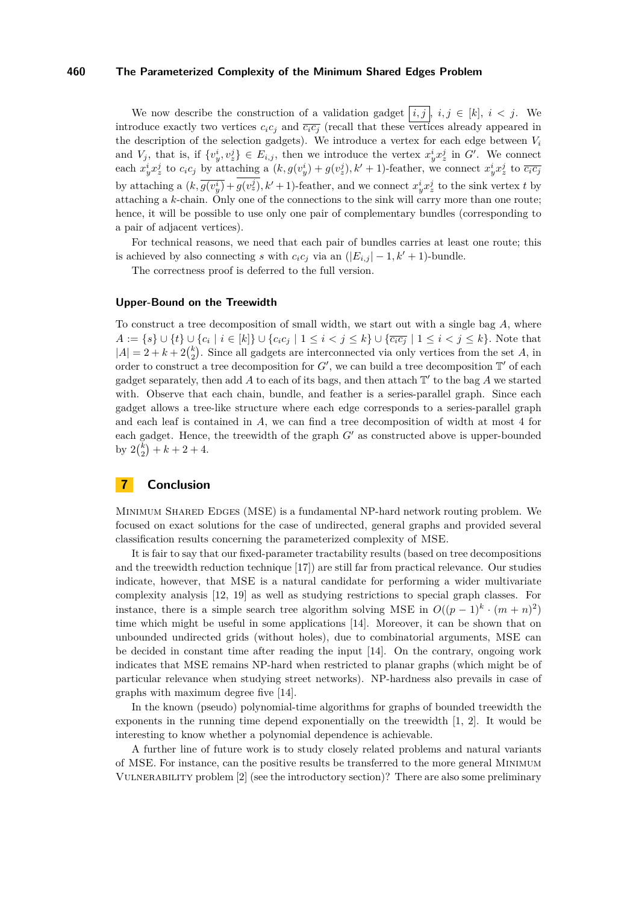We now describe the construction of a validation gadget $\boxed{i, j}$, $i, j \in [k]$, $i < j$. We introduce exactly two vertices $c_ic_j$ and $\overline{c_ic_j}$ (recall that these vertices already appeared in the description of the selection gadgets). We introduce a vertex for each edge between $V_i$ and $V_j$, that is, if $\{v^i_y, v^j_z\} \in E_{i,j}$, then we introduce the vertex $x^i_y x^j_z$ in $G'$. We connect each $x^i_y x^j_z$ to $c_ic_j$ by attaching a $(k, g(v^i_y) + g(v^j_z), k'+1)$-feather, we connect $x^i_y x^j_z$ to $\overline{c_ic_j}$ by attaching a $(k, \overline{g(v^i_y)} + \overline{g(v^j_z)}, k'+1)$-feather, and we connect $x^i_y x^j_z$ to the sink vertex $t$ by attaching a $k$-chain. Only one of the connections to the sink will carry more than one route; hence, it will be possible to use only one pair of complementary bundles (corresponding to a pair of adjacent vertices).

For technical reasons, we need that each pair of bundles carries at least one route; this is achieved by also connecting $s$ with $c_ic_j$ via an $(|E_{i,j}| - 1, k'+1)$-bundle.

The correctness proof is deferred to the full version.

### Upper-Bound on the Treewidth

To construct a tree decomposition of small width, we start out with a single bag $A$, where $A := \{s\} \cup \{t\} \cup \{c_i \mid i \in [k]\} \cup \{c_ic_j \mid 1 \leq i < j \leq k\} \cup \{\overline{c_ic_j} \mid 1 \leq i < j \leq k\}$. Note that $|A| = 2 + k + 2\binom{k}{2}$. Since all gadgets are interconnected via only vertices from the set $A$, in order to construct a tree decomposition for $G'$, we can build a tree decomposition $\mathbb{T}'$ of each gadget separately, then add $A$ to each of its bags, and then attach $\mathbb{T}'$ to the bag $A$ we started with. Observe that each chain, bundle, and feather is a series-parallel graph. Since each gadget allows a tree-like structure where each edge corresponds to a series-parallel graph and each leaf is contained in $A$, we can find a tree decomposition of width at most 4 for each gadget. Hence, the treewidth of the graph $G'$ as constructed above is upper-bounded by $2\binom{k}{2} + k + 2 + 4$.

## 7 Conclusion

Minimum Shared Edges (MSE) is a fundamental NP-hard network routing problem. We focused on exact solutions for the case of undirected, general graphs and provided several classification results concerning the parameterized complexity of MSE.

It is fair to say that our fixed-parameter tractability results (based on tree decompositions and the treewidth reduction technique [17]) are still far from practical relevance. Our studies indicate, however, that MSE is a natural candidate for performing a wider multivariate complexity analysis [12, 19] as well as studying restrictions to special graph classes. For instance, there is a simple search tree algorithm solving MSE in $O((p-1)^k \cdot (m+n)^2)$ time which might be useful in some applications [14]. Moreover, it can be shown that on unbounded undirected grids (without holes), due to combinatorial arguments, MSE can be decided in constant time after reading the input [14]. On the contrary, ongoing work indicates that MSE remains NP-hard when restricted to planar graphs (which might be of particular relevance when studying street networks). NP-hardness also prevails in case of graphs with maximum degree five [14].

In the known (pseudo) polynomial-time algorithms for graphs of bounded treewidth the exponents in the running time depend exponentially on the treewidth [1, 2]. It would be interesting to know whether a polynomial dependence is achievable.

A further line of future work is to study closely related problems and natural variants of MSE. For instance, can the positive results be transferred to the more general Minimum Vulnerability problem [2] (see the introductory section)? There are also some preliminary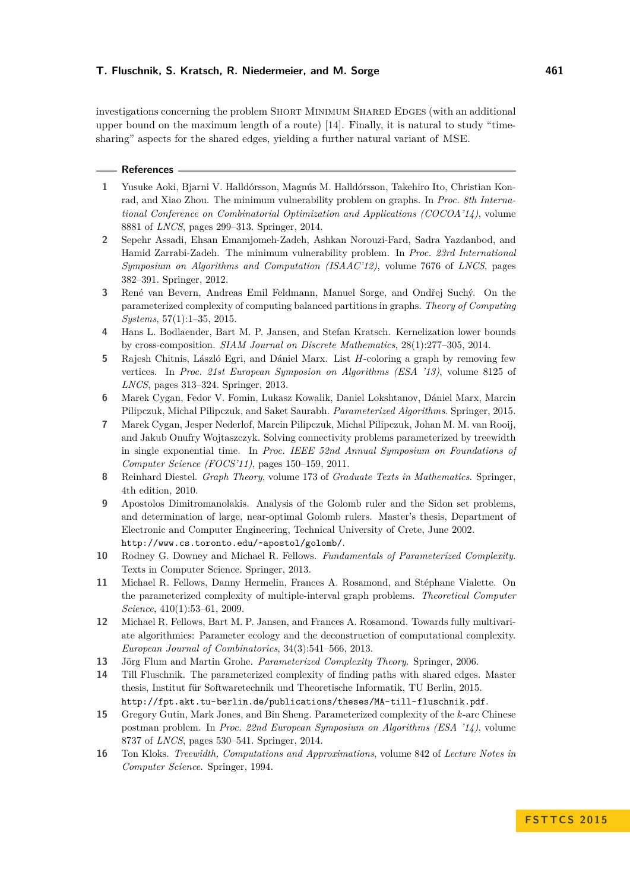investigations concerning the problem Short Minimum Shared Edges (with an additional upper bound on the maximum length of a route) [14]. Finally, it is natural to study "time-sharing" aspects for the shared edges, yielding a further natural variant of MSE.

## References

1. Yusuke Aoki, Bjarni V. Halldórsson, Magnús M. Halldórsson, Takehiro Ito, Christian Konrad, and Xiao Zhou. The minimum vulnerability problem on graphs. In *Proc. 8th International Conference on Combinatorial Optimization and Applications (COCOA'14)*, volume 8881 of *LNCS*, pages 299–313. Springer, 2014.
2. Sepehr Assadi, Ehsan Emamjomeh-Zadeh, Ashkan Norouzi-Fard, Sadra Yazdanbod, and Hamid Zarrabi-Zadeh. The minimum vulnerability problem. In *Proc. 23rd International Symposium on Algorithms and Computation (ISAAC'12)*, volume 7676 of *LNCS*, pages 382–391. Springer, 2012.
3. René van Bevern, Andreas Emil Feldmann, Manuel Sorge, and Ondřej Suchý. On the parameterized complexity of computing balanced partitions in graphs. *Theory of Computing Systems*, 57(1):1–35, 2015.
4. Hans L. Bodlaender, Bart M. P. Jansen, and Stefan Kratsch. Kernelization lower bounds by cross-composition. *SIAM Journal on Discrete Mathematics*, 28(1):277–305, 2014.
5. Rajesh Chitnis, László Egri, and Dániel Marx. List $H$-coloring a graph by removing few vertices. In *Proc. 21st European Sympoion on Algorithms (ESA '13)*, volume 8125 of *LNCS*, pages 313–324. Springer, 2013.
6. Marek Cygan, Fedor V. Fomin, Lukasz Kowalik, Daniel Lokshtanov, Dániel Marx, Marcin Pilipczuk, Michal Pilipczuk, and Saket Saurabh. *Parameterized Algorithms*. Springer, 2015.
7. Marek Cygan, Jesper Nederlof, Marcin Pilipczuk, Michal Pilipczuk, Johan M. M. van Rooij, and Jakub Onufry Wojtaszczyk. Solving connectivity problems parameterized by treewidth in single exponential time. In *Proc. IEEE 52nd Annual Symposium on Foundations of Computer Science (FOCS'11)*, pages 150–159, 2011.
8. Reinhard Diestel. *Graph Theory*, volume 173 of *Graduate Texts in Mathematics*. Springer, 4th edition, 2010.
9. Apostolos Dimitromanolakis. Analysis of the Golomb ruler and the Sidon set problems, and determination of large, near-optimal Golomb rulers. Master's thesis, Department of Electronic and Computer Engineering, Technical University of Crete, June 2002. `http://www.cs.toronto.edu/~apostol/golomb/`.
10. Rodney G. Downey and Michael R. Fellows. *Fundamentals of Parameterized Complexity*. Texts in Computer Science. Springer, 2013.
11. Michael R. Fellows, Danny Hermelin, Frances A. Rosamond, and Stéphane Vialette. On the parameterized complexity of multiple-interval graph problems. *Theoretical Computer Science*, 410(1):53–61, 2009.
12. Michael R. Fellows, Bart M. P. Jansen, and Frances A. Rosamond. Towards fully multivariate algorithmics: Parameter ecology and the deconstruction of computational complexity. *European Journal of Combinatorics*, 34(3):541–566, 2013.
13. Jörg Flum and Martin Grohe. *Parameterized Complexity Theory*. Springer, 2006.
14. Till Fluschnik. The parameterized complexity of finding paths with shared edges. Master thesis, Institut für Softwaretechnik und Theoretische Informatik, TU Berlin, 2015. `http://fpt.akt.tu-berlin.de/publications/theses/MA-till-fluschnik.pdf`.
15. Gregory Gutin, Mark Jones, and Bin Sheng. Parameterized complexity of the $k$-arc Chinese postman problem. In *Proc. 22nd European Symposium on Algorithms (ESA '14)*, volume 8737 of *LNCS*, pages 530–541. Springer, 2014.
16. Ton Kloks. *Treewidth, Computations and Approximations*, volume 842 of *Lecture Notes in Computer Science*. Springer, 1994.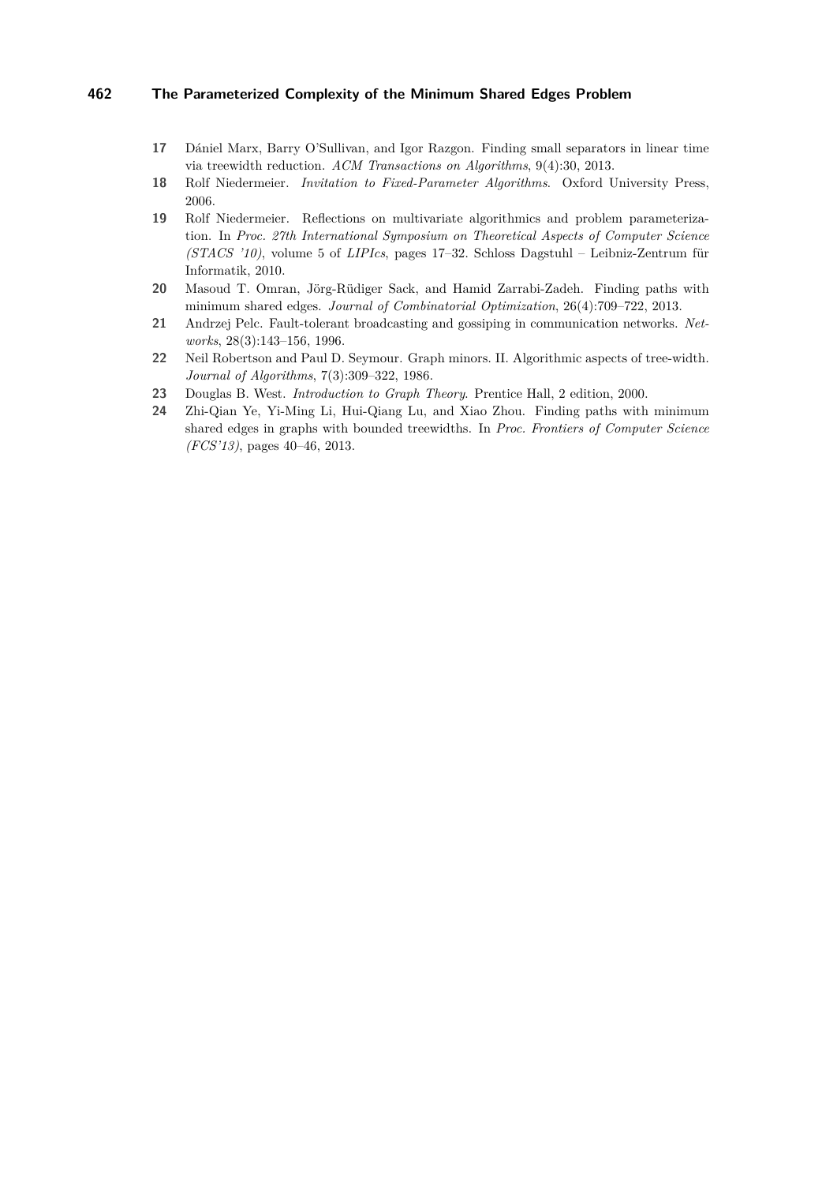17 Dániel Marx, Barry O'Sullivan, and Igor Razgon. Finding small separators in linear time via treewidth reduction. *ACM Transactions on Algorithms*, 9(4):30, 2013.

18 Rolf Niedermeier. *Invitation to Fixed-Parameter Algorithms*. Oxford University Press, 2006.

19 Rolf Niedermeier. Reflections on multivariate algorithmics and problem parameterization. In *Proc. 27th International Symposium on Theoretical Aspects of Computer Science (STACS '10)*, volume 5 of *LIPIcs*, pages 17–32. Schloss Dagstuhl – Leibniz-Zentrum für Informatik, 2010.

20 Masoud T. Omran, Jörg-Rüdiger Sack, and Hamid Zarrabi-Zadeh. Finding paths with minimum shared edges. *Journal of Combinatorial Optimization*, 26(4):709–722, 2013.

21 Andrzej Pelc. Fault-tolerant broadcasting and gossiping in communication networks. *Networks*, 28(3):143–156, 1996.

22 Neil Robertson and Paul D. Seymour. Graph minors. II. Algorithmic aspects of tree-width. *Journal of Algorithms*, 7(3):309–322, 1986.

23 Douglas B. West. *Introduction to Graph Theory*. Prentice Hall, 2 edition, 2000.

24 Zhi-Qian Ye, Yi-Ming Li, Hui-Qiang Lu, and Xiao Zhou. Finding paths with minimum shared edges in graphs with bounded treewidths. In *Proc. Frontiers of Computer Science (FCS'13)*, pages 40–46, 2013.